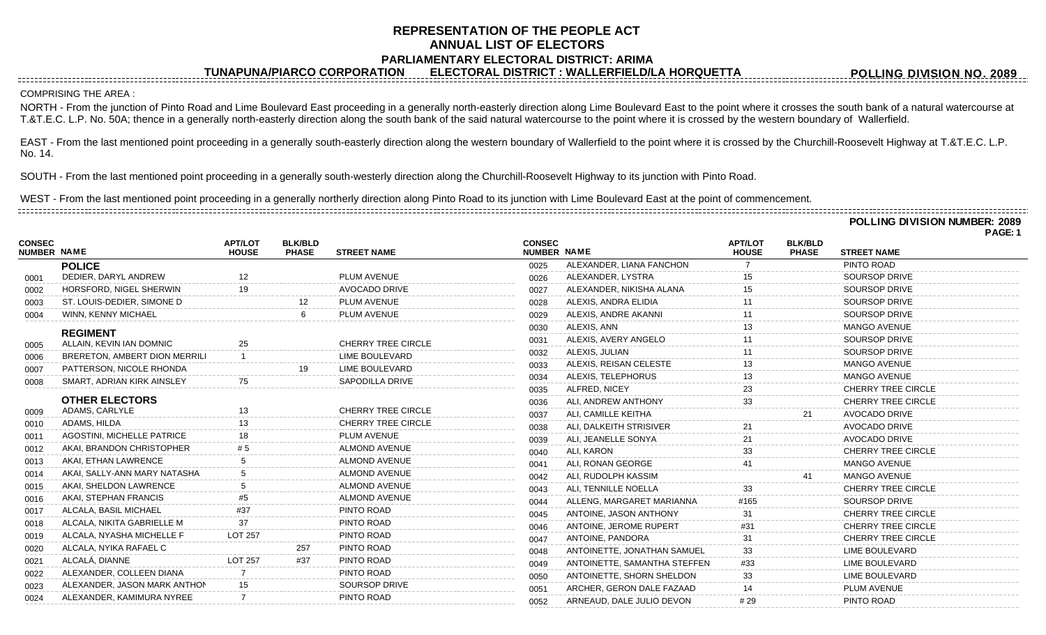# REPRESENTATION OF THE PEOPLE ACT
## ANNUAL LIST OF ELECTORS
### PARLIAMENTARY ELECTORAL DISTRICT: ARIMA
### TUNAPUNA/PIARCO CORPORATION ELECTORAL DISTRICT : WALLERFIELD/LA HORQUETTA

**POLLING DIVISION NO. 2089**

COMPRISING THE AREA :

NORTH - From the junction of Pinto Road and Lime Boulevard East proceeding in a generally north-easterly direction along Lime Boulevard East to the point where it crosses the south bank of a natural watercourse at T.&T.E.C. L.P. No. 50A; thence in a generally north-easterly direction along the south bank of the said natural watercourse to the point where it is crossed by the western boundary of Wallerfield.

EAST - From the last mentioned point proceeding in a generally south-easterly direction along the western boundary of Wallerfield to the point where it is crossed by the Churchill-Roosevelt Highway at T.&T.E.C. L.P. No. 14.

SOUTH - From the last mentioned point proceeding in a generally south-westerly direction along the Churchill-Roosevelt Highway to its junction with Pinto Road.

WEST - From the last mentioned point proceeding in a generally northerly direction along Pinto Road to its junction with Lime Boulevard East at the point of commencement.

**POLLING DIVISION NUMBER: 2089**

| CONSEC NUMBER | NAME | APT/LOT HOUSE | BLK/BLD PHASE | STREET NAME |
|---|---|---|---|---|
| | **POLICE** | | | |
| 0001 | DEDIER, DARYL ANDREW | 12 | | PLUM AVENUE |
| 0002 | HORSFORD, NIGEL SHERWIN | 19 | | AVOCADO DRIVE |
| 0003 | ST. LOUIS-DEDIER, SIMONE D | | 12 | PLUM AVENUE |
| 0004 | WINN, KENNY MICHAEL | | 6 | PLUM AVENUE |
| | **REGIMENT** | | | |
| 0005 | ALLAIN, KEVIN IAN DOMNIC | 25 | | CHERRY TREE CIRCLE |
| 0006 | BRERETON, AMBERT DION MERRILI | 1 | | LIME BOULEVARD |
| 0007 | PATTERSON, NICOLE RHONDA | | 19 | LIME BOULEVARD |
| 0008 | SMART, ADRIAN KIRK AINSLEY | 75 | | SAPODILLA DRIVE |
| | **OTHER ELECTORS** | | | |
| 0009 | ADAMS, CARLYLE | 13 | | CHERRY TREE CIRCLE |
| 0010 | ADAMS, HILDA | 13 | | CHERRY TREE CIRCLE |
| 0011 | AGOSTINI, MICHELLE PATRICE | 18 | | PLUM AVENUE |
| 0012 | AKAI, BRANDON CHRISTOPHER | # 5 | | ALMOND AVENUE |
| 0013 | AKAI, ETHAN LAWRENCE | 5 | | ALMOND AVENUE |
| 0014 | AKAI, SALLY-ANN MARY NATASHA | 5 | | ALMOND AVENUE |
| 0015 | AKAI, SHELDON LAWRENCE | 5 | | ALMOND AVENUE |
| 0016 | AKAI, STEPHAN FRANCIS | #5 | | ALMOND AVENUE |
| 0017 | ALCALA, BASIL MICHAEL | #37 | | PINTO ROAD |
| 0018 | ALCALA, NIKITA GABRIELLE M | 37 | | PINTO ROAD |
| 0019 | ALCALA, NYASHA MICHELLE F | LOT 257 | | PINTO ROAD |
| 0020 | ALCALA, NYIKA RAFAEL C | | 257 | PINTO ROAD |
| 0021 | ALCALÁ, DIANNE | LOT 257 | #37 | PINTO ROAD |
| 0022 | ALEXANDER, COLLEEN DIANA | 7 | | PINTO ROAD |
| 0023 | ALEXANDER, JASON MARK ANTHON | 15 | | SOURSOP DRIVE |
| 0024 | ALEXANDER, KAMIMURA NYREE | 7 | | PINTO ROAD |
| 0025 | ALEXANDER, LIANA FANCHON | 7 | | PINTO ROAD |
| 0026 | ALEXANDER, LYSTRA | 15 | | SOURSOP DRIVE |
| 0027 | ALEXANDER, NIKISHA ALANA | 15 | | SOURSOP DRIVE |
| 0028 | ALEXIS, ANDRA ELIDIA | 11 | | SOURSOP DRIVE |
| 0029 | ALEXIS, ANDRE AKANNI | 11 | | SOURSOP DRIVE |
| 0030 | ALEXIS, ANN | 13 | | MANGO AVENUE |
| 0031 | ALEXIS, AVERY ANGELO | 11 | | SOURSOP DRIVE |
| 0032 | ALEXIS, JULIAN | 11 | | SOURSOP DRIVE |
| 0033 | ALEXIS, REISAN CELESTE | 13 | | MANGO AVENUE |
| 0034 | ALEXIS, TELEPHORUS | 13 | | MANGO AVENUE |
| 0035 | ALFRED, NICEY | 23 | | CHERRY TREE CIRCLE |
| 0036 | ALI, ANDREW ANTHONY | 33 | | CHERRY TREE CIRCLE |
| 0037 | ALI, CAMILLE KEITHA | | 21 | AVOCADO DRIVE |
| 0038 | ALI, DALKEITH STRISIVER | 21 | | AVOCADO DRIVE |
| 0039 | ALI, JEANELLE SONYA | 21 | | AVOCADO DRIVE |
| 0040 | ALI, KARON | 33 | | CHERRY TREE CIRCLE |
| 0041 | ALI, RONAN GEORGE | 41 | | MANGO AVENUE |
| 0042 | ALI, RUDOLPH KASSIM | | 41 | MANGO AVENUE |
| 0043 | ALI, TENNILLE NOELLA | 33 | | CHERRY TREE CIRCLE |
| 0044 | ALLENG, MARGARET MARIANNA | #165 | | SOURSOP DRIVE |
| 0045 | ANTOINE, JASON ANTHONY | 31 | | CHERRY TREE CIRCLE |
| 0046 | ANTOINE, JEROME RUPERT | #31 | | CHERRY TREE CIRCLE |
| 0047 | ANTOINE, PANDORA | 31 | | CHERRY TREE CIRCLE |
| 0048 | ANTOINETTE, JONATHAN SAMUEL | 33 | | LIME BOULEVARD |
| 0049 | ANTOINETTE, SAMANTHA STEFFEN | #33 | | LIME BOULEVARD |
| 0050 | ANTOINETTE, SHORN SHELDON | 33 | | LIME BOULEVARD |
| 0051 | ARCHER, GERON DALE FAZAAD | 14 | | PLUM AVENUE |
| 0052 | ARNEAUD, DALE JULIO DEVON | # 29 | | PINTO ROAD |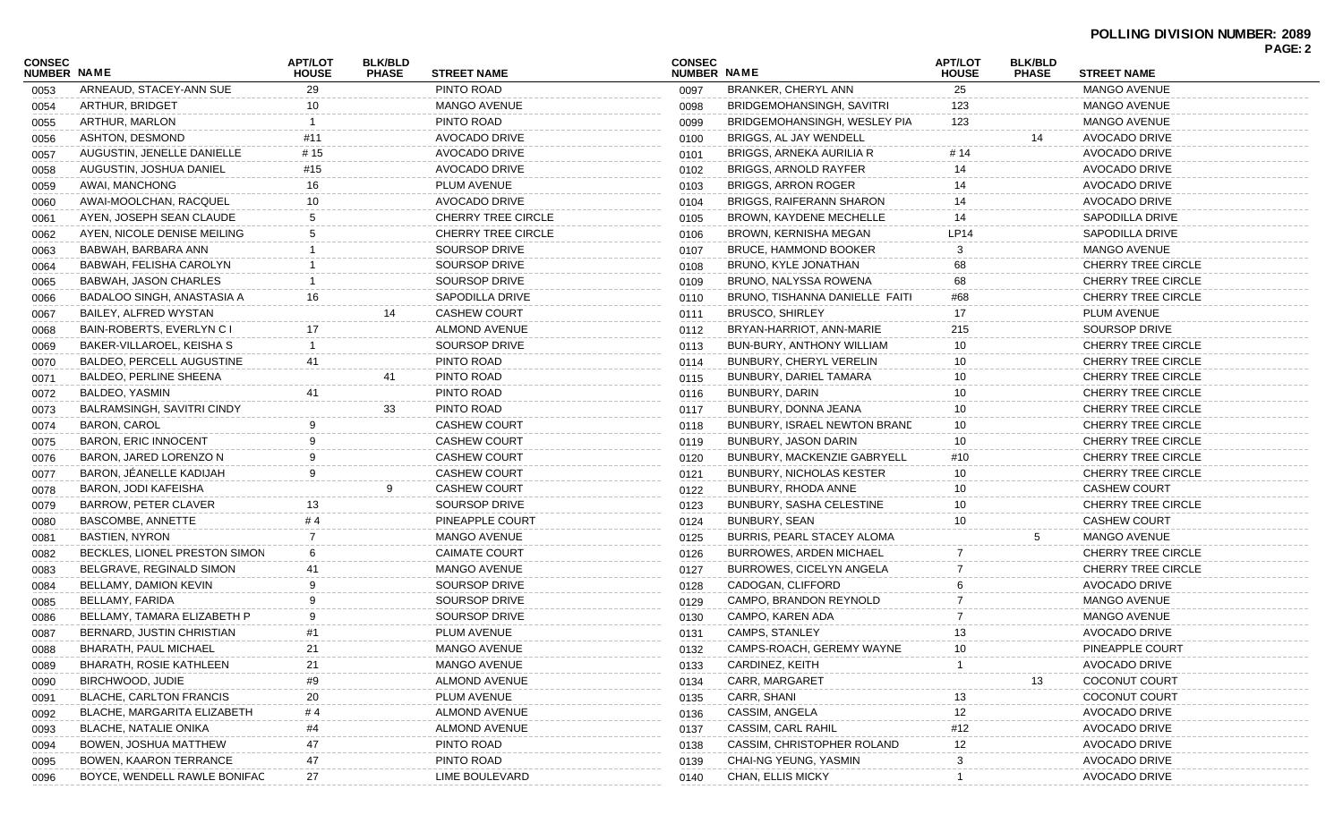**POLLING DIVISION NUMBER: 2089**

| CONSEC NUMBER | NAME | APT/LOT HOUSE | BLK/BLD PHASE | STREET NAME |
|---|---|---|---|---|
| 0053 | ARNEAUD, STACEY-ANN SUE | 29 | | PINTO ROAD |
| 0054 | ARTHUR, BRIDGET | 10 | | MANGO AVENUE |
| 0055 | ARTHUR, MARLON | 1 | | PINTO ROAD |
| 0056 | ASHTON, DESMOND | #11 | | AVOCADO DRIVE |
| 0057 | AUGUSTIN, JENELLE DANIELLE | # 15 | | AVOCADO DRIVE |
| 0058 | AUGUSTIN, JOSHUA DANIEL | #15 | | AVOCADO DRIVE |
| 0059 | AWAI, MANCHONG | 16 | | PLUM AVENUE |
| 0060 | AWAI-MOOLCHAN, RACQUEL | 10 | | AVOCADO DRIVE |
| 0061 | AYEN, JOSEPH SEAN CLAUDE | 5 | | CHERRY TREE CIRCLE |
| 0062 | AYEN, NICOLE DENISE MEILING | 5 | | CHERRY TREE CIRCLE |
| 0063 | BABWAH, BARBARA ANN | 1 | | SOURSOP DRIVE |
| 0064 | BABWAH, FELISHA CAROLYN | 1 | | SOURSOP DRIVE |
| 0065 | BABWAH, JASON CHARLES | 1 | | SOURSOP DRIVE |
| 0066 | BADALOO SINGH, ANASTASIA A | 16 | | SAPODILLA DRIVE |
| 0067 | BAILEY, ALFRED WYSTAN | | 14 | CASHEW COURT |
| 0068 | BAIN-ROBERTS, EVERLYN C I | 17 | | ALMOND AVENUE |
| 0069 | BAKER-VILLAROEL, KEISHA S | 1 | | SOURSOP DRIVE |
| 0070 | BALDEO, PERCELL AUGUSTINE | 41 | | PINTO ROAD |
| 0071 | BALDEO, PERLINE SHEENA | | 41 | PINTO ROAD |
| 0072 | BALDEO, YASMIN | 41 | | PINTO ROAD |
| 0073 | BALRAMSINGH, SAVITRI CINDY | | 33 | PINTO ROAD |
| 0074 | BARON, CAROL | 9 | | CASHEW COURT |
| 0075 | BARON, ERIC INNOCENT | 9 | | CASHEW COURT |
| 0076 | BARON, JARED LORENZO N | 9 | | CASHEW COURT |
| 0077 | BARON, JÉANELLE KADIJAH | 9 | | CASHEW COURT |
| 0078 | BARON, JODI KAFEISHA | | 9 | CASHEW COURT |
| 0079 | BARROW, PETER CLAVER | 13 | | SOURSOP DRIVE |
| 0080 | BASCOMBE, ANNETTE | # 4 | | PINEAPPLE COURT |
| 0081 | BASTIEN, NYRON | 7 | | MANGO AVENUE |
| 0082 | BECKLES, LIONEL PRESTON SIMON | 6 | | CAIMATE COURT |
| 0083 | BELGRAVE, REGINALD SIMON | 41 | | MANGO AVENUE |
| 0084 | BELLAMY, DAMION KEVIN | 9 | | SOURSOP DRIVE |
| 0085 | BELLAMY, FARIDA | 9 | | SOURSOP DRIVE |
| 0086 | BELLAMY, TAMARA ELIZABETH P | 9 | | SOURSOP DRIVE |
| 0087 | BERNARD, JUSTIN CHRISTIAN | #1 | | PLUM AVENUE |
| 0088 | BHARATH, PAUL MICHAEL | 21 | | MANGO AVENUE |
| 0089 | BHARATH, ROSIE KATHLEEN | 21 | | MANGO AVENUE |
| 0090 | BIRCHWOOD, JUDIE | #9 | | ALMOND AVENUE |
| 0091 | BLACHE, CARLTON FRANCIS | 20 | | PLUM AVENUE |
| 0092 | BLACHE, MARGARITA ELIZABETH | # 4 | | ALMOND AVENUE |
| 0093 | BLACHE, NATALIE ONIKA | #4 | | ALMOND AVENUE |
| 0094 | BOWEN, JOSHUA MATTHEW | 47 | | PINTO ROAD |
| 0095 | BOWEN, KAARON TERRANCE | 47 | | PINTO ROAD |
| 0096 | BOYCE, WENDELL RAWLE BONIFAC | 27 | | LIME BOULEVARD |
| 0097 | BRANKER, CHERYL ANN | 25 | | MANGO AVENUE |
| 0098 | BRIDGEMOHANSINGH, SAVITRI | 123 | | MANGO AVENUE |
| 0099 | BRIDGEMOHANSINGH, WESLEY PIA | 123 | | MANGO AVENUE |
| 0100 | BRIGGS, AL JAY WENDELL | | 14 | AVOCADO DRIVE |
| 0101 | BRIGGS, ARNEKA AURILIA R | # 14 | | AVOCADO DRIVE |
| 0102 | BRIGGS, ARNOLD RAYFER | 14 | | AVOCADO DRIVE |
| 0103 | BRIGGS, ARRON ROGER | 14 | | AVOCADO DRIVE |
| 0104 | BRIGGS, RAIFERANN SHARON | 14 | | AVOCADO DRIVE |
| 0105 | BROWN, KAYDENE MECHELLE | 14 | | SAPODILLA DRIVE |
| 0106 | BROWN, KERNISHA MEGAN | LP14 | | SAPODILLA DRIVE |
| 0107 | BRUCE, HAMMOND BOOKER | 3 | | MANGO AVENUE |
| 0108 | BRUNO, KYLE JONATHAN | 68 | | CHERRY TREE CIRCLE |
| 0109 | BRUNO, NALYSSA ROWENA | 68 | | CHERRY TREE CIRCLE |
| 0110 | BRUNO, TISHANNA DANIELLE FAITI | #68 | | CHERRY TREE CIRCLE |
| 0111 | BRUSCO, SHIRLEY | 17 | | PLUM AVENUE |
| 0112 | BRYAN-HARRIOT, ANN-MARIE | 215 | | SOURSOP DRIVE |
| 0113 | BUN-BURY, ANTHONY WILLIAM | 10 | | CHERRY TREE CIRCLE |
| 0114 | BUNBURY, CHERYL VERELIN | 10 | | CHERRY TREE CIRCLE |
| 0115 | BUNBURY, DARIEL TAMARA | 10 | | CHERRY TREE CIRCLE |
| 0116 | BUNBURY, DARIN | 10 | | CHERRY TREE CIRCLE |
| 0117 | BUNBURY, DONNA JEANA | 10 | | CHERRY TREE CIRCLE |
| 0118 | BUNBURY, ISRAEL NEWTON BRANE | 10 | | CHERRY TREE CIRCLE |
| 0119 | BUNBURY, JASON DARIN | 10 | | CHERRY TREE CIRCLE |
| 0120 | BUNBURY, MACKENZIE GABRYELL | #10 | | CHERRY TREE CIRCLE |
| 0121 | BUNBURY, NICHOLAS KESTER | 10 | | CHERRY TREE CIRCLE |
| 0122 | BUNBURY, RHODA ANNE | 10 | | CASHEW COURT |
| 0123 | BUNBURY, SASHA CELESTINE | 10 | | CHERRY TREE CIRCLE |
| 0124 | BUNBURY, SEAN | 10 | | CASHEW COURT |
| 0125 | BURRIS, PEARL STACEY ALOMA | | 5 | MANGO AVENUE |
| 0126 | BURROWES, ARDEN MICHAEL | 7 | | CHERRY TREE CIRCLE |
| 0127 | BURROWES, CICELYN ANGELA | 7 | | CHERRY TREE CIRCLE |
| 0128 | CADOGAN, CLIFFORD | 6 | | AVOCADO DRIVE |
| 0129 | CAMPO, BRANDON REYNOLD | 7 | | MANGO AVENUE |
| 0130 | CAMPO, KAREN ADA | 7 | | MANGO AVENUE |
| 0131 | CAMPS, STANLEY | 13 | | AVOCADO DRIVE |
| 0132 | CAMPS-ROACH, GEREMY WAYNE | 10 | | PINEAPPLE COURT |
| 0133 | CARDINEZ, KEITH | 1 | | AVOCADO DRIVE |
| 0134 | CARR, MARGARET | | 13 | COCONUT COURT |
| 0135 | CARR, SHANI | 13 | | COCONUT COURT |
| 0136 | CASSIM, ANGELA | 12 | | AVOCADO DRIVE |
| 0137 | CASSIM, CARL RAHIL | #12 | | AVOCADO DRIVE |
| 0138 | CASSIM, CHRISTOPHER ROLAND | 12 | | AVOCADO DRIVE |
| 0139 | CHAI-NG YEUNG, YASMIN | 3 | | AVOCADO DRIVE |
| 0140 | CHAN, ELLIS MICKY | 1 | | AVOCADO DRIVE |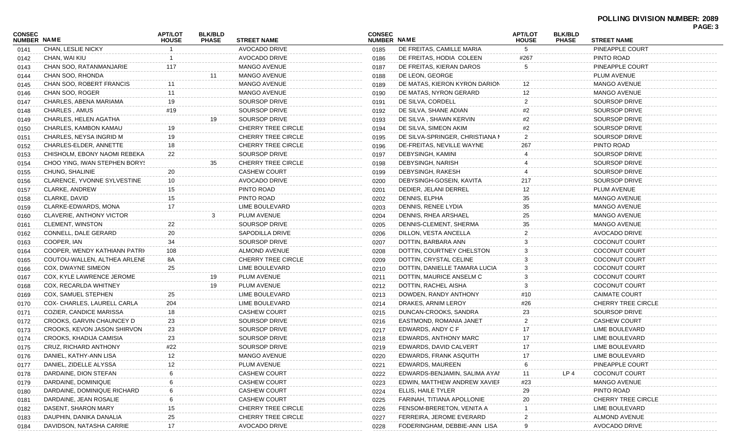**POLLING DIVISION NUMBER: 2089**

| CONSEC NUMBER | NAME | APT/LOT HOUSE | BLK/BLD PHASE | STREET NAME |
|---|---|---|---|---|
| 0141 | CHAN, LESLIE NICKY | 1 | | AVOCADO DRIVE |
| 0142 | CHAN, WAI KIU | 1 | | AVOCADO DRIVE |
| 0143 | CHAN SOO, RATANMANJARIE | 117 | | MANGO AVENUE |
| 0144 | CHAN SOO, RHONDA | | 11 | MANGO AVENUE |
| 0145 | CHAN SOO, ROBERT FRANCIS | 11 | | MANGO AVENUE |
| 0146 | CHAN SOO, ROGER | 11 | | MANGO AVENUE |
| 0147 | CHARLES, ABENA MARIAMA | 19 | | SOURSOP DRIVE |
| 0148 | CHARLES , AMUS | #19 | | SOURSOP DRIVE |
| 0149 | CHARLES, HELEN AGATHA | | 19 | SOURSOP DRIVE |
| 0150 | CHARLES, KAMBON KAMAU | 19 | | CHERRY TREE CIRCLE |
| 0151 | CHARLES, NEYSA INGRID M | 19 | | CHERRY TREE CIRCLE |
| 0152 | CHARLES-ELDER, ANNETTE | 18 | | CHERRY TREE CIRCLE |
| 0153 | CHISHOLM, EBONY NAOMI REBEKA | 22 | | SOURSOP DRIVE |
| 0154 | CHOO YING, IWAN STEPHEN BORYS | | 35 | CHERRY TREE CIRCLE |
| 0155 | CHUNG, SHALINIE | 20 | | CASHEW COURT |
| 0156 | CLARENCE, YVONNE SYLVESTINE | 10 | | AVOCADO DRIVE |
| 0157 | CLARKE, ANDREW | 15 | | PINTO ROAD |
| 0158 | CLARKE, DAVID | 15 | | PINTO ROAD |
| 0159 | CLARKE-EDWARDS, MONA | 17 | | LIME BOULEVARD |
| 0160 | CLAVERIE, ANTHONY VICTOR | | 3 | PLUM AVENUE |
| 0161 | CLEMENT, WINSTON | 22 | | SOURSOP DRIVE |
| 0162 | CONNELL, DALE GERARD | 20 | | SAPODILLA DRIVE |
| 0163 | COOPER, IAN | 34 | | SOURSOP DRIVE |
| 0164 | COOPER, WENDY KATHIANN PATRI | 108 | | ALMOND AVENUE |
| 0165 | COUTOU-WALLEN, ALTHEA ARLENE | 8A | | CHERRY TREE CIRCLE |
| 0166 | COX, DWAYNE SIMEON | 25 | | LIME BOULEVARD |
| 0167 | COX, KYLE LAWRENCE JEROME | | 19 | PLUM AVENUE |
| 0168 | COX, RECARLDA WHITNEY | | 19 | PLUM AVENUE |
| 0169 | COX, SAMUEL STEPHEN | 25 | | LIME BOULEVARD |
| 0170 | COX- CHARLES, LAURELL CARLA | 204 | | LIME BOULEVARD |
| 0171 | COZIER, CANDICE MARISSA | 18 | | CASHEW COURT |
| 0172 | CROOKS, GARVIN CHAUNCEY D | 23 | | SOURSOP DRIVE |
| 0173 | CROOKS, KEVON JASON SHIRVON | 23 | | SOURSOP DRIVE |
| 0174 | CROOKS, KHADIJA CAMISIA | 23 | | SOURSOP DRIVE |
| 0175 | CRUZ, RICHARD ANTHONY | #22 | | SOURSOP DRIVE |
| 0176 | DANIEL, KATHY-ANN LISA | 12 | | MANGO AVENUE |
| 0177 | DANIEL, ZIDELLE ALYSSA | 12 | | PLUM AVENUE |
| 0178 | DARDAINE, DION STEFAN | 6 | | CASHEW COURT |
| 0179 | DARDAINE, DOMINIQUE | 6 | | CASHEW COURT |
| 0180 | DARDAINE, DOMINIQUE RICHARD | 6 | | CASHEW COURT |
| 0181 | DARDAINE, JEAN ROSALIE | 6 | | CASHEW COURT |
| 0182 | DASENT, SHARON MARY | 15 | | CHERRY TREE CIRCLE |
| 0183 | DAUPHIN, DANIKA DANALIA | 25 | | CHERRY TREE CIRCLE |
| 0184 | DAVIDSON, NATASHA CARRIE | 17 | | AVOCADO DRIVE |
| 0185 | DE FREITAS, CAMILLE MARIA | 5 | | PINEAPPLE COURT |
| 0186 | DE FREITAS, HODIA COLEEN | #267 | | PINTO ROAD |
| 0187 | DE FREITAS, KIERAN DAROS | 5 | | PINEAPPLE COURT |
| 0188 | DE LEON, GEORGE | | | PLUM AVENUE |
| 0189 | DE MATAS, KIERON KYRON DARION | 12 | | MANGO AVENUE |
| 0190 | DE MATAS, NYRON GERARD | 12 | | MANGO AVENUE |
| 0191 | DE SILVA, CORDELL | 2 | | SOURSOP DRIVE |
| 0192 | DE SILVA, SHANE ADIAN | #2 | | SOURSOP DRIVE |
| 0193 | DE SILVA , SHAWN KERVIN | #2 | | SOURSOP DRIVE |
| 0194 | DE SILVA, SIMEON AKIM | #2 | | SOURSOP DRIVE |
| 0195 | DE SILVA-SPRINGER, CHRISTIANA M | 2 | | SOURSOP DRIVE |
| 0196 | DE-FREITAS, NEVILLE WAYNE | 267 | | PINTO ROAD |
| 0197 | DEBYSINGH, KAMINI | 4 | | SOURSOP DRIVE |
| 0198 | DEBYSINGH, NARISH | 4 | | SOURSOP DRIVE |
| 0199 | DEBYSINGH, RAKESH | 4 | | SOURSOP DRIVE |
| 0200 | DEBYSINGH-GOSEIN, KAVITA | 217 | | SOURSOP DRIVE |
| 0201 | DEDIER, JELANI DERREL | 12 | | PLUM AVENUE |
| 0202 | DENNIS, ELPHA | 35 | | MANGO AVENUE |
| 0203 | DENNIS, RENEE LYDIA | 35 | | MANGO AVENUE |
| 0204 | DENNIS, RHEA ARSHAEL | 25 | | MANGO AVENUE |
| 0205 | DENNIS-CLEMENT, SHERMA | 35 | | MANGO AVENUE |
| 0206 | DILLON, VESTA ANCELLA | 2 | | AVOCADO DRIVE |
| 0207 | DOTTIN, BARBARA ANN | 3 | | COCONUT COURT |
| 0208 | DOTTIN, COURTNEY CHELSTON | 3 | | COCONUT COURT |
| 0209 | DOTTIN, CRYSTAL CELINE | 3 | | COCONUT COURT |
| 0210 | DOTTIN, DANIELLE TAMARA LUCIA | 3 | | COCONUT COURT |
| 0211 | DOTTIN, MAURICE ANSELM C | 3 | | COCONUT COURT |
| 0212 | DOTTIN, RACHEL AISHA | 3 | | COCONUT COURT |
| 0213 | DOWDEN, RANDY ANTHONY | #10 | | CAIMATE COURT |
| 0214 | DRAKES, ARNIM LEROY | #26 | | CHERRY TREE CIRCLE |
| 0215 | DUNCAN-CROOKS, SANDRA | 23 | | SOURSOP DRIVE |
| 0216 | EASTMOND, ROMANIA JANET | 2 | | CASHEW COURT |
| 0217 | EDWARDS, ANDY C F | 17 | | LIME BOULEVARD |
| 0218 | EDWARDS, ANTHONY MARC | 17 | | LIME BOULEVARD |
| 0219 | EDWARDS, DAVID CALVERT | 17 | | LIME BOULEVARD |
| 0220 | EDWARDS, FRANK ASQUITH | 17 | | LIME BOULEVARD |
| 0221 | EDWARDS, MAUREEN | 6 | | PINEAPPLE COURT |
| 0222 | EDWARDS-BENJAMIN, SALIMA AYAI | 11 | LP 4 | COCONUT COURT |
| 0223 | EDWIN, MATTHEW ANDREW XAVIEF | #23 | | MANGO AVENUE |
| 0224 | ELLIS, HAILE TYLER | 29 | | PINTO ROAD |
| 0225 | FARINAH, TITIANA APOLLONIE | 20 | | CHERRY TREE CIRCLE |
| 0226 | FENSOM-BRERETON, VENITA A | 1 | | LIME BOULEVARD |
| 0227 | FERREIRA, JEROME EVERARD | 2 | | ALMOND AVENUE |
| 0228 | FODERINGHAM, DEBBIE-ANN LISA | 9 | | AVOCADO DRIVE |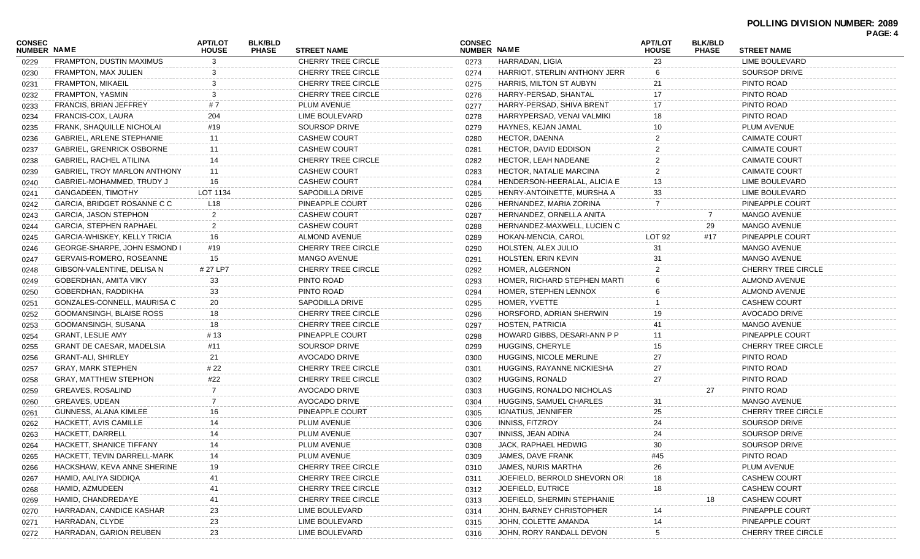**POLLING DIVISION NUMBER: 2089**

| CONSEC NUMBER | NAME | APT/LOT HOUSE | BLK/BLD PHASE | STREET NAME |
|---|---|---|---|---|
| 0229 | FRAMPTON, DUSTIN MAXIMUS | 3 | | CHERRY TREE CIRCLE |
| 0230 | FRAMPTON, MAX JULIEN | 3 | | CHERRY TREE CIRCLE |
| 0231 | FRAMPTON, MIKAEIL | 3 | | CHERRY TREE CIRCLE |
| 0232 | FRAMPTON, YASMIN | 3 | | CHERRY TREE CIRCLE |
| 0233 | FRANCIS, BRIAN JEFFREY | # 7 | | PLUM AVENUE |
| 0234 | FRANCIS-COX, LAURA | 204 | | LIME BOULEVARD |
| 0235 | FRANK, SHAQUILLE NICHOLAI | #19 | | SOURSOP DRIVE |
| 0236 | GABRIEL, ARLENE STEPHANIE | 11 | | CASHEW COURT |
| 0237 | GABRIEL, GRENRICK OSBORNE | 11 | | CASHEW COURT |
| 0238 | GABRIEL, RACHEL ATILINA | 14 | | CHERRY TREE CIRCLE |
| 0239 | GABRIEL, TROY MARLON ANTHONY | 11 | | CASHEW COURT |
| 0240 | GABRIEL-MOHAMMED, TRUDY J | 16 | | CASHEW COURT |
| 0241 | GANGADEEN, TIMOTHY | LOT 1134 | | SAPODILLA DRIVE |
| 0242 | GARCIA, BRIDGET ROSANNE C C | L18 | | PINEAPPLE COURT |
| 0243 | GARCIA, JASON STEPHON | 2 | | CASHEW COURT |
| 0244 | GARCIA, STEPHEN RAPHAEL | 2 | | CASHEW COURT |
| 0245 | GARCIA-WHISKEY, KELLY TRICIA | 16 | | ALMOND AVENUE |
| 0246 | GEORGE-SHARPE, JOHN ESMOND I | #19 | | CHERRY TREE CIRCLE |
| 0247 | GERVAIS-ROMERO, ROSEANNE | 15 | | MANGO AVENUE |
| 0248 | GIBSON-VALENTINE, DELISA N | # 27 LP7 | | CHERRY TREE CIRCLE |
| 0249 | GOBERDHAN, AMITA VIKY | 33 | | PINTO ROAD |
| 0250 | GOBERDHAN, RADDIKHA | 33 | | PINTO ROAD |
| 0251 | GONZALES-CONNELL, MAURISA C | 20 | | SAPODILLA DRIVE |
| 0252 | GOOMANSINGH, BLAISE ROSS | 18 | | CHERRY TREE CIRCLE |
| 0253 | GOOMANSINGH, SUSANA | 18 | | CHERRY TREE CIRCLE |
| 0254 | GRANT, LESLIE AMY | # 13 | | PINEAPPLE COURT |
| 0255 | GRANT DE CAESAR, MADELSIA | #11 | | SOURSOP DRIVE |
| 0256 | GRANT-ALI, SHIRLEY | 21 | | AVOCADO DRIVE |
| 0257 | GRAY, MARK STEPHEN | # 22 | | CHERRY TREE CIRCLE |
| 0258 | GRAY, MATTHEW STEPHON | #22 | | CHERRY TREE CIRCLE |
| 0259 | GREAVES, ROSALIND | 7 | | AVOCADO DRIVE |
| 0260 | GREAVES, UDEAN | 7 | | AVOCADO DRIVE |
| 0261 | GUNNESS, ALANA KIMLEE | 16 | | PINEAPPLE COURT |
| 0262 | HACKETT, AVIS CAMILLE | 14 | | PLUM AVENUE |
| 0263 | HACKETT, DARRELL | 14 | | PLUM AVENUE |
| 0264 | HACKETT, SHANICE TIFFANY | 14 | | PLUM AVENUE |
| 0265 | HACKETT, TEVIN DARRELL-MARK | 14 | | PLUM AVENUE |
| 0266 | HACKSHAW, KEVA ANNE SHERINE | 19 | | CHERRY TREE CIRCLE |
| 0267 | HAMID, AALIYA SIDDIQA | 41 | | CHERRY TREE CIRCLE |
| 0268 | HAMID, AZMUDEEN | 41 | | CHERRY TREE CIRCLE |
| 0269 | HAMID, CHANDREDAYE | 41 | | CHERRY TREE CIRCLE |
| 0270 | HARRADAN, CANDICE KASHAR | 23 | | LIME BOULEVARD |
| 0271 | HARRADAN, CLYDE | 23 | | LIME BOULEVARD |
| 0272 | HARRADAN, GARION REUBEN | 23 | | LIME BOULEVARD |
| 0273 | HARRADAN, LIGIA | 23 | | LIME BOULEVARD |
| 0274 | HARRIOT, STERLIN ANTHONY JERR | 6 | | SOURSOP DRIVE |
| 0275 | HARRIS, MILTON ST AUBYN | 21 | | PINTO ROAD |
| 0276 | HARRY-PERSAD, SHANTAL | 17 | | PINTO ROAD |
| 0277 | HARRY-PERSAD, SHIVA BRENT | 17 | | PINTO ROAD |
| 0278 | HARRYPERSAD, VENAI VALMIKI | 18 | | PINTO ROAD |
| 0279 | HAYNES, KEJAN JAMAL | 10 | | PLUM AVENUE |
| 0280 | HECTOR, DAENNA | 2 | | CAIMATE COURT |
| 0281 | HECTOR, DAVID EDDISON | 2 | | CAIMATE COURT |
| 0282 | HECTOR, LEAH NADEANE | 2 | | CAIMATE COURT |
| 0283 | HECTOR, NATALIE MARCINA | 2 | | CAIMATE COURT |
| 0284 | HENDERSON-HEERALAL, ALICIA E | 13 | | LIME BOULEVARD |
| 0285 | HENRY-ANTOINETTE, MURSHA A | 33 | | LIME BOULEVARD |
| 0286 | HERNANDEZ, MARIA ZORINA | 7 | | PINEAPPLE COURT |
| 0287 | HERNANDEZ, ORNELLA ANITA | | 7 | MANGO AVENUE |
| 0288 | HERNANDEZ-MAXWELL, LUCIEN C | | 29 | MANGO AVENUE |
| 0289 | HOKAN-MENCIA, CAROL | LOT 92 | #17 | PINEAPPLE COURT |
| 0290 | HOLSTEN, ALEX JULIO | 31 | | MANGO AVENUE |
| 0291 | HOLSTEN, ERIN KEVIN | 31 | | MANGO AVENUE |
| 0292 | HOMER, ALGERNON | 2 | | CHERRY TREE CIRCLE |
| 0293 | HOMER, RICHARD STEPHEN MARTI | 6 | | ALMOND AVENUE |
| 0294 | HOMER, STEPHEN LENNOX | 6 | | ALMOND AVENUE |
| 0295 | HOMER, YVETTE | 1 | | CASHEW COURT |
| 0296 | HORSFORD, ADRIAN SHERWIN | 19 | | AVOCADO DRIVE |
| 0297 | HOSTEN, PATRICIA | 41 | | MANGO AVENUE |
| 0298 | HOWARD GIBBS, DESARI-ANN P P | 11 | | PINEAPPLE COURT |
| 0299 | HUGGINS, CHERYLE | 15 | | CHERRY TREE CIRCLE |
| 0300 | HUGGINS, NICOLE MERLINE | 27 | | PINTO ROAD |
| 0301 | HUGGINS, RAYANNE NICKIESHA | 27 | | PINTO ROAD |
| 0302 | HUGGINS, RONALD | 27 | | PINTO ROAD |
| 0303 | HUGGINS, RONALDO NICHOLAS | | 27 | PINTO ROAD |
| 0304 | HUGGINS, SAMUEL CHARLES | 31 | | MANGO AVENUE |
| 0305 | IGNATIUS, JENNIFER | 25 | | CHERRY TREE CIRCLE |
| 0306 | INNISS, FITZROY | 24 | | SOURSOP DRIVE |
| 0307 | INNISS, JEAN ADINA | 24 | | SOURSOP DRIVE |
| 0308 | JACK, RAPHAEL HEDWIG | 30 | | SOURSOP DRIVE |
| 0309 | JAMES, DAVE FRANK | #45 | | PINTO ROAD |
| 0310 | JAMES, NURIS MARTHA | 26 | | PLUM AVENUE |
| 0311 | JOEFIELD, BERROLD SHEVORN OR | 18 | | CASHEW COURT |
| 0312 | JOEFIELD, EUTRICE | 18 | | CASHEW COURT |
| 0313 | JOEFIELD, SHERMIN STEPHANIE | | 18 | CASHEW COURT |
| 0314 | JOHN, BARNEY CHRISTOPHER | 14 | | PINEAPPLE COURT |
| 0315 | JOHN, COLETTE AMANDA | 14 | | PINEAPPLE COURT |
| 0316 | JOHN, RORY RANDALL DEVON | 5 | | CHERRY TREE CIRCLE |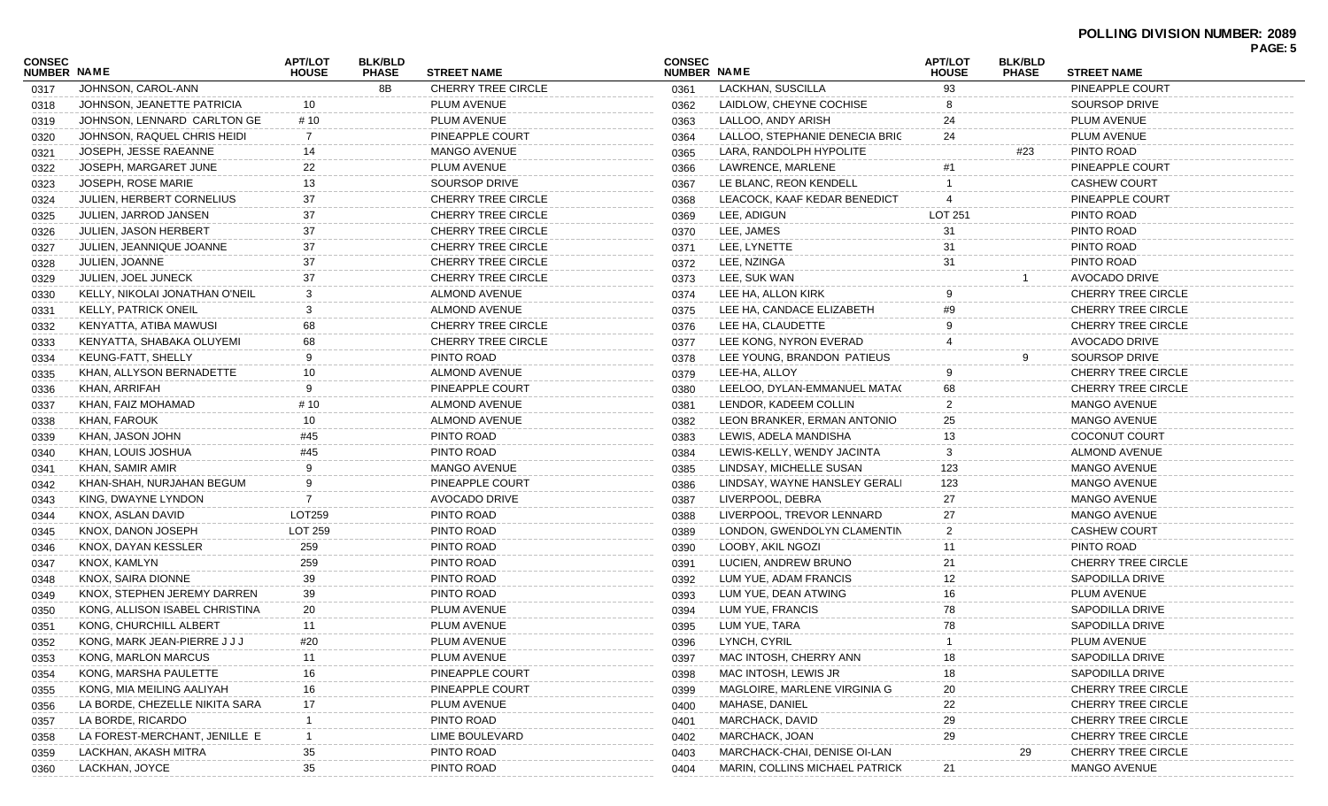**POLLING DIVISION NUMBER: 2089**

| CONSEC NUMBER | NAME | APT/LOT HOUSE | BLK/BLD PHASE | STREET NAME |
|---|---|---|---|---|
| 0317 | JOHNSON, CAROL-ANN | | 8B | CHERRY TREE CIRCLE |
| 0318 | JOHNSON, JEANETTE PATRICIA | 10 | | PLUM AVENUE |
| 0319 | JOHNSON, LENNARD CARLTON GE | # 10 | | PLUM AVENUE |
| 0320 | JOHNSON, RAQUEL CHRIS HEIDI | 7 | | PINEAPPLE COURT |
| 0321 | JOSEPH, JESSE RAEANNE | 14 | | MANGO AVENUE |
| 0322 | JOSEPH, MARGARET JUNE | 22 | | PLUM AVENUE |
| 0323 | JOSEPH, ROSE MARIE | 13 | | SOURSOP DRIVE |
| 0324 | JULIEN, HERBERT CORNELIUS | 37 | | CHERRY TREE CIRCLE |
| 0325 | JULIEN, JARROD JANSEN | 37 | | CHERRY TREE CIRCLE |
| 0326 | JULIEN, JASON HERBERT | 37 | | CHERRY TREE CIRCLE |
| 0327 | JULIEN, JEANNIQUE JOANNE | 37 | | CHERRY TREE CIRCLE |
| 0328 | JULIEN, JOANNE | 37 | | CHERRY TREE CIRCLE |
| 0329 | JULIEN, JOEL JUNECK | 37 | | CHERRY TREE CIRCLE |
| 0330 | KELLY, NIKOLAI JONATHAN O'NEIL | 3 | | ALMOND AVENUE |
| 0331 | KELLY, PATRICK ONEIL | 3 | | ALMOND AVENUE |
| 0332 | KENYATTA, ATIBA MAWUSI | 68 | | CHERRY TREE CIRCLE |
| 0333 | KENYATTA, SHABAKA OLUYEMI | 68 | | CHERRY TREE CIRCLE |
| 0334 | KEUNG-FATT, SHELLY | 9 | | PINTO ROAD |
| 0335 | KHAN, ALLYSON BERNADETTE | 10 | | ALMOND AVENUE |
| 0336 | KHAN, ARRIFAH | 9 | | PINEAPPLE COURT |
| 0337 | KHAN, FAIZ MOHAMAD | # 10 | | ALMOND AVENUE |
| 0338 | KHAN, FAROUK | 10 | | ALMOND AVENUE |
| 0339 | KHAN, JASON JOHN | #45 | | PINTO ROAD |
| 0340 | KHAN, LOUIS JOSHUA | #45 | | PINTO ROAD |
| 0341 | KHAN, SAMIR AMIR | 9 | | MANGO AVENUE |
| 0342 | KHAN-SHAH, NURJAHAN BEGUM | 9 | | PINEAPPLE COURT |
| 0343 | KING, DWAYNE LYNDON | 7 | | AVOCADO DRIVE |
| 0344 | KNOX, ASLAN DAVID | LOT259 | | PINTO ROAD |
| 0345 | KNOX, DANON JOSEPH | LOT 259 | | PINTO ROAD |
| 0346 | KNOX, DAYAN KESSLER | 259 | | PINTO ROAD |
| 0347 | KNOX, KAMLYN | 259 | | PINTO ROAD |
| 0348 | KNOX, SAIRA DIONNE | 39 | | PINTO ROAD |
| 0349 | KNOX, STEPHEN JEREMY DARREN | 39 | | PINTO ROAD |
| 0350 | KONG, ALLISON ISABEL CHRISTINA | 20 | | PLUM AVENUE |
| 0351 | KONG, CHURCHILL ALBERT | 11 | | PLUM AVENUE |
| 0352 | KONG, MARK JEAN-PIERRE J J J | #20 | | PLUM AVENUE |
| 0353 | KONG, MARLON MARCUS | 11 | | PLUM AVENUE |
| 0354 | KONG, MARSHA PAULETTE | 16 | | PINEAPPLE COURT |
| 0355 | KONG, MIA MEILING AALIYAH | 16 | | PINEAPPLE COURT |
| 0356 | LA BORDE, CHEZELLE NIKITA SARA | 17 | | PLUM AVENUE |
| 0357 | LA BORDE, RICARDO | 1 | | PINTO ROAD |
| 0358 | LA FOREST-MERCHANT, JENILLE E | 1 | | LIME BOULEVARD |
| 0359 | LACKHAN, AKASH MITRA | 35 | | PINTO ROAD |
| 0360 | LACKHAN, JOYCE | 35 | | PINTO ROAD |
| 0361 | LACKHAN, SUSCILLA | 93 | | PINEAPPLE COURT |
| 0362 | LAIDLOW, CHEYNE COCHISE | 8 | | SOURSOP DRIVE |
| 0363 | LALLOO, ANDY ARISH | 24 | | PLUM AVENUE |
| 0364 | LALLOO, STEPHANIE DENECIA BRIC | 24 | | PLUM AVENUE |
| 0365 | LARA, RANDOLPH HYPOLITE | | #23 | PINTO ROAD |
| 0366 | LAWRENCE, MARLENE | #1 | | PINEAPPLE COURT |
| 0367 | LE BLANC, REON KENDELL | 1 | | CASHEW COURT |
| 0368 | LEACOCK, KAAF KEDAR BENEDICT | 4 | | PINEAPPLE COURT |
| 0369 | LEE, ADIGUN | LOT 251 | | PINTO ROAD |
| 0370 | LEE, JAMES | 31 | | PINTO ROAD |
| 0371 | LEE, LYNETTE | 31 | | PINTO ROAD |
| 0372 | LEE, NZINGA | 31 | | PINTO ROAD |
| 0373 | LEE, SUK WAN | | 1 | AVOCADO DRIVE |
| 0374 | LEE HA, ALLON KIRK | 9 | | CHERRY TREE CIRCLE |
| 0375 | LEE HA, CANDACE ELIZABETH | #9 | | CHERRY TREE CIRCLE |
| 0376 | LEE HA, CLAUDETTE | 9 | | CHERRY TREE CIRCLE |
| 0377 | LEE KONG, NYRON EVERAD | 4 | | AVOCADO DRIVE |
| 0378 | LEE YOUNG, BRANDON PATIEUS | | 9 | SOURSOP DRIVE |
| 0379 | LEE-HA, ALLOY | 9 | | CHERRY TREE CIRCLE |
| 0380 | LEELOO, DYLAN-EMMANUEL MATA( | 68 | | CHERRY TREE CIRCLE |
| 0381 | LENDOR, KADEEM COLLIN | 2 | | MANGO AVENUE |
| 0382 | LEON BRANKER, ERMAN ANTONIO | 25 | | MANGO AVENUE |
| 0383 | LEWIS, ADELA MANDISHA | 13 | | COCONUT COURT |
| 0384 | LEWIS-KELLY, WENDY JACINTA | 3 | | ALMOND AVENUE |
| 0385 | LINDSAY, MICHELLE SUSAN | 123 | | MANGO AVENUE |
| 0386 | LINDSAY, WAYNE HANSLEY GERALI | 123 | | MANGO AVENUE |
| 0387 | LIVERPOOL, DEBRA | 27 | | MANGO AVENUE |
| 0388 | LIVERPOOL, TREVOR LENNARD | 27 | | MANGO AVENUE |
| 0389 | LONDON, GWENDOLYN CLAMENTIN | 2 | | CASHEW COURT |
| 0390 | LOOBY, AKIL NGOZI | 11 | | PINTO ROAD |
| 0391 | LUCIEN, ANDREW BRUNO | 21 | | CHERRY TREE CIRCLE |
| 0392 | LUM YUE, ADAM FRANCIS | 12 | | SAPODILLA DRIVE |
| 0393 | LUM YUE, DEAN ATWING | 16 | | PLUM AVENUE |
| 0394 | LUM YUE, FRANCIS | 78 | | SAPODILLA DRIVE |
| 0395 | LUM YUE, TARA | 78 | | SAPODILLA DRIVE |
| 0396 | LYNCH, CYRIL | 1 | | PLUM AVENUE |
| 0397 | MAC INTOSH, CHERRY ANN | 18 | | SAPODILLA DRIVE |
| 0398 | MAC INTOSH, LEWIS JR | 18 | | SAPODILLA DRIVE |
| 0399 | MAGLOIRE, MARLENE VIRGINIA G | 20 | | CHERRY TREE CIRCLE |
| 0400 | MAHASE, DANIEL | 22 | | CHERRY TREE CIRCLE |
| 0401 | MARCHACK, DAVID | 29 | | CHERRY TREE CIRCLE |
| 0402 | MARCHACK, JOAN | 29 | | CHERRY TREE CIRCLE |
| 0403 | MARCHACK-CHAI, DENISE OI-LAN | | 29 | CHERRY TREE CIRCLE |
| 0404 | MARIN, COLLINS MICHAEL PATRICK | 21 | | MANGO AVENUE |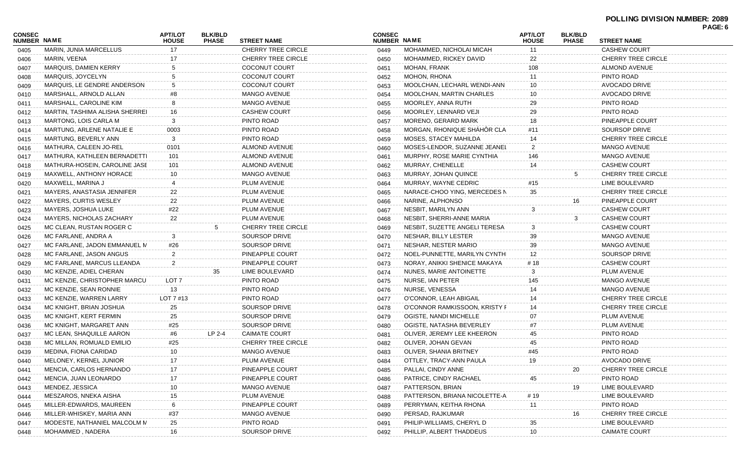**POLLING DIVISION NUMBER: 2089**

| CONSEC NUMBER | NAME | APT/LOT HOUSE | BLK/BLD PHASE | STREET NAME |
|---|---|---|---|---|
| 0405 | MARIN, JUNIA MARCELLUS | 17 | | CHERRY TREE CIRCLE |
| 0406 | MARIN, VEENA | 17 | | CHERRY TREE CIRCLE |
| 0407 | MARQUIS, DAMIEN KERRY | 5 | | COCONUT COURT |
| 0408 | MARQUIS, JOYCELYN | 5 | | COCONUT COURT |
| 0409 | MARQUIS, LE GENDRE ANDERSON | 5 | | COCONUT COURT |
| 0410 | MARSHALL, ARNOLD ALLAN | #8 | | MANGO AVENUE |
| 0411 | MARSHALL, CAROLINE KIM | 8 | | MANGO AVENUE |
| 0412 | MARTIN, TASHIMA ALISHA SHERREI | 16 | | CASHEW COURT |
| 0413 | MARTONG, LOIS CARLA M | 3 | | PINTO ROAD |
| 0414 | MARTUNG, ARLENE NATALIE E | 0003 | | PINTO ROAD |
| 0415 | MARTUNG, BEVERLY ANN | 3 | | PINTO ROAD |
| 0416 | MATHURA, CALEEN JO-REL | 0101 | | ALMOND AVENUE |
| 0417 | MATHURA, KATHLEEN BERNADETTI | 101 | | ALMOND AVENUE |
| 0418 | MATHURA-HOSEIN, CAROLINE JASE | 101 | | ALMOND AVENUE |
| 0419 | MAXWELL, ANTHONY HORACE | 10 | | MANGO AVENUE |
| 0420 | MAXWELL, MARINA J | 4 | | PLUM AVENUE |
| 0421 | MAYERS, ANASTASIA JENNIFER | 22 | | PLUM AVENUE |
| 0422 | MAYERS, CURTIS WESLEY | 22 | | PLUM AVENUE |
| 0423 | MAYERS, JOSHUA LUKE | #22 | | PLUM AVENUE |
| 0424 | MAYERS, NICHOLAS ZACHARY | 22 | | PLUM AVENUE |
| 0425 | MC CLEAN, RUSTAN ROGER C | | 5 | CHERRY TREE CIRCLE |
| 0426 | MC FARLANE, ANDRA A | 3 | | SOURSOP DRIVE |
| 0427 | MC FARLANE, JADON EMMANUEL M | #26 | | SOURSOP DRIVE |
| 0428 | MC FARLANE, JASON ANGUS | 2 | | PINEAPPLE COURT |
| 0429 | MC FARLANE, MARCUS LLEANDA | 2 | | PINEAPPLE COURT |
| 0430 | MC KENZIE, ADIEL CHERAN | | 35 | LIME BOULEVARD |
| 0431 | MC KENZIE, CHRISTOPHER MARCU | LOT 7 | | PINTO ROAD |
| 0432 | MC KENZIE, SEAN RONNIE | 13 | | PINTO ROAD |
| 0433 | MC KENZIE, WARREN LARRY | LOT 7 #13 | | PINTO ROAD |
| 0434 | MC KNIGHT, BRIAN JOSHUA | 25 | | SOURSOP DRIVE |
| 0435 | MC KNIGHT, KERT FERMIN | 25 | | SOURSOP DRIVE |
| 0436 | MC KNIGHT, MARGARET ANN | #25 | | SOURSOP DRIVE |
| 0437 | MC LEAN, SHAQUILLE AARON | #6 | LP 2-4 | CAIMATE COURT |
| 0438 | MC MILLAN, ROMUALD EMILIO | #25 | | CHERRY TREE CIRCLE |
| 0439 | MEDINA, FIONA CARIDAD | 10 | | MANGO AVENUE |
| 0440 | MELONEY, KERNEL JUNIOR | 17 | | PLUM AVENUE |
| 0441 | MENCIA, CARLOS HERNANDO | 17 | | PINEAPPLE COURT |
| 0442 | MENCIA, JUAN LEONARDO | 17 | | PINEAPPLE COURT |
| 0443 | MENDEZ, JESSICA | 10 | | MANGO AVENUE |
| 0444 | MESZAROS, NNEKA AISHA | 15 | | PLUM AVENUE |
| 0445 | MILLER-EDWARDS, MAUREEN | 6 | | PINEAPPLE COURT |
| 0446 | MILLER-WHISKEY, MARIA ANN | #37 | | MANGO AVENUE |
| 0447 | MODESTE, NATHANIEL MALCOLM M | 25 | | PINTO ROAD |
| 0448 | MOHAMMED , NADERA | 16 | | SOURSOP DRIVE |
| 0449 | MOHAMMED, NICHOLAI MICAH | 11 | | CASHEW COURT |
| 0450 | MOHAMMED, RICKEY DAVID | 22 | | CHERRY TREE CIRCLE |
| 0451 | MOHAN, FRANK | 108 | | ALMOND AVENUE |
| 0452 | MOHON, RHONA | 11 | | PINTO ROAD |
| 0453 | MOOLCHAN, LECHARL WENDI-ANN | 10 | | AVOCADO DRIVE |
| 0454 | MOOLCHAN, MARTIN CHARLES | 10 | | AVOCADO DRIVE |
| 0455 | MOORLEY, ANNA RUTH | 29 | | PINTO ROAD |
| 0456 | MOORLEY, LENNARD VEJI | 29 | | PINTO ROAD |
| 0457 | MORENO, GERARD MARK | 18 | | PINEAPPLE COURT |
| 0458 | MORGAN, RHONIQUE SHÁHÔR CLA | #11 | | SOURSOP DRIVE |
| 0459 | MOSES, STACEY MAHILDA | 14 | | CHERRY TREE CIRCLE |
| 0460 | MOSES-LENDOR, SUZANNE JEANEL | 2 | | MANGO AVENUE |
| 0461 | MURPHY, ROSE MARIE CYNTHIA | 146 | | MANGO AVENUE |
| 0462 | MURRAY, CHENELLE | 14 | | CASHEW COURT |
| 0463 | MURRAY, JOHAN QUINCE | | 5 | CHERRY TREE CIRCLE |
| 0464 | MURRAY, WAYNE CEDRIC | #15 | | LIME BOULEVARD |
| 0465 | NARACE-CHOO YING, MERCEDES N | 35 | | CHERRY TREE CIRCLE |
| 0466 | NARINE, ALPHONSO | | 16 | PINEAPPLE COURT |
| 0467 | NESBIT, MARILYN ANN | 3 | | CASHEW COURT |
| 0468 | NESBIT, SHERRI-ANNE MARIA | | 3 | CASHEW COURT |
| 0469 | NESBIT, SUZETTE ANGELI TERESA | 3 | | CASHEW COURT |
| 0470 | NESHAR, BILLY LESTER | 39 | | MANGO AVENUE |
| 0471 | NESHAR, NESTER MARIO | 39 | | MANGO AVENUE |
| 0472 | NOEL-PUNNETTE, MARILYN CYNTH | 12 | | SOURSOP DRIVE |
| 0473 | NORAY, ANIKKI SHENICE MAKAYA | # 18 | | CASHEW COURT |
| 0474 | NUNES, MARIE ANTOINETTE | 3 | | PLUM AVENUE |
| 0475 | NURSE, IAN PETER | 145 | | MANGO AVENUE |
| 0476 | NURSE, VENESSA | 14 | | MANGO AVENUE |
| 0477 | O'CONNOR, LEAH ABIGAIL | 14 | | CHERRY TREE CIRCLE |
| 0478 | O'CONNOR RAMKISSOON, KRISTY F | 14 | | CHERRY TREE CIRCLE |
| 0479 | OGISTE, NANDI MICHELLE | 07 | | PLUM AVENUE |
| 0480 | OGISTE, NATASHA BEVERLEY | #7 | | PLUM AVENUE |
| 0481 | OLIVER, JEREMY LEE KHEERON | 45 | | PINTO ROAD |
| 0482 | OLIVER, JOHAN GEVAN | 45 | | PINTO ROAD |
| 0483 | OLIVER, SHANIA BRITNEY | #45 | | PINTO ROAD |
| 0484 | OTTLEY, TRACY-ANN PAULA | 19 | | AVOCADO DRIVE |
| 0485 | PALLAI, CINDY ANNE | | 20 | CHERRY TREE CIRCLE |
| 0486 | PATRICE, CINDY RACHAEL | 45 | | PINTO ROAD |
| 0487 | PATTERSON, BRIAN | | 19 | LIME BOULEVARD |
| 0488 | PATTERSON, BRIANA NICOLETTE-A | # 19 | | LIME BOULEVARD |
| 0489 | PERRYMAN, KEITHA RHONA | 11 | | PINTO ROAD |
| 0490 | PERSAD, RAJKUMAR | | 16 | CHERRY TREE CIRCLE |
| 0491 | PHILIP-WILLIAMS, CHERYL D | 35 | | LIME BOULEVARD |
| 0492 | PHILLIP, ALBERT THADDEUS | 10 | | CAIMATE COURT |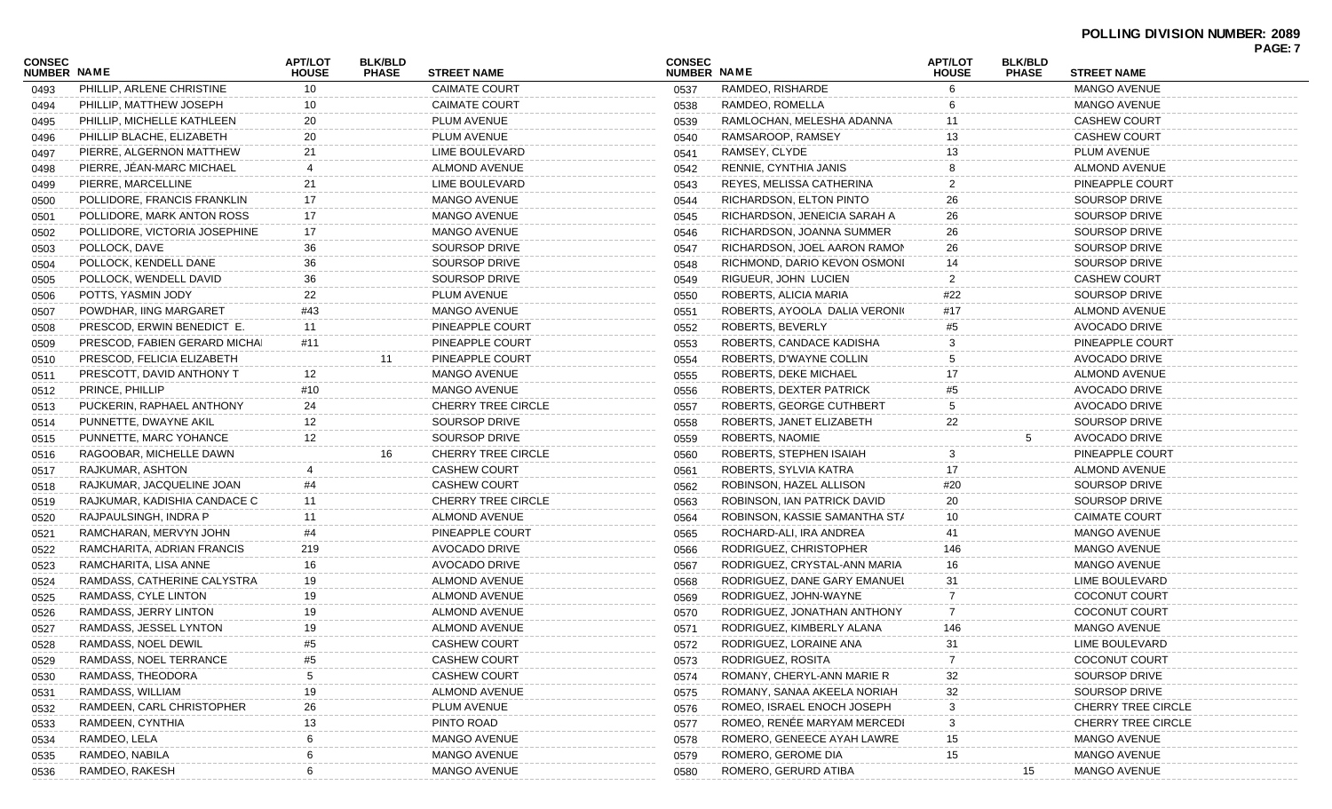**POLLING DIVISION NUMBER: 2089**

| CONSEC NUMBER | NAME | APT/LOT HOUSE | BLK/BLD PHASE | STREET NAME |
|---|---|---|---|---|
| 0493 | PHILLIP, ARLENE CHRISTINE | 10 | | CAIMATE COURT |
| 0494 | PHILLIP, MATTHEW JOSEPH | 10 | | CAIMATE COURT |
| 0495 | PHILLIP, MICHELLE KATHLEEN | 20 | | PLUM AVENUE |
| 0496 | PHILLIP BLACHE, ELIZABETH | 20 | | PLUM AVENUE |
| 0497 | PIERRE, ALGERNON MATTHEW | 21 | | LIME BOULEVARD |
| 0498 | PIERRE, JÉAN-MARC MICHAEL | 4 | | ALMOND AVENUE |
| 0499 | PIERRE, MARCELLINE | 21 | | LIME BOULEVARD |
| 0500 | POLLIDORE, FRANCIS FRANKLIN | 17 | | MANGO AVENUE |
| 0501 | POLLIDORE, MARK ANTON ROSS | 17 | | MANGO AVENUE |
| 0502 | POLLIDORE, VICTORIA JOSEPHINE | 17 | | MANGO AVENUE |
| 0503 | POLLOCK, DAVE | 36 | | SOURSOP DRIVE |
| 0504 | POLLOCK, KENDELL DANE | 36 | | SOURSOP DRIVE |
| 0505 | POLLOCK, WENDELL DAVID | 36 | | SOURSOP DRIVE |
| 0506 | POTTS, YASMIN JODY | 22 | | PLUM AVENUE |
| 0507 | POWDHAR, IING MARGARET | #43 | | MANGO AVENUE |
| 0508 | PRESCOD, ERWIN BENEDICT E. | 11 | | PINEAPPLE COURT |
| 0509 | PRESCOD, FABIEN GERARD MICHA | #11 | | PINEAPPLE COURT |
| 0510 | PRESCOD, FELICIA ELIZABETH | | 11 | PINEAPPLE COURT |
| 0511 | PRESCOTT, DAVID ANTHONY T | 12 | | MANGO AVENUE |
| 0512 | PRINCE, PHILLIP | #10 | | MANGO AVENUE |
| 0513 | PUCKERIN, RAPHAEL ANTHONY | 24 | | CHERRY TREE CIRCLE |
| 0514 | PUNNETTE, DWAYNE AKIL | 12 | | SOURSOP DRIVE |
| 0515 | PUNNETTE, MARC YOHANCE | 12 | | SOURSOP DRIVE |
| 0516 | RAGOOBAR, MICHELLE DAWN | | 16 | CHERRY TREE CIRCLE |
| 0517 | RAJKUMAR, ASHTON | 4 | | CASHEW COURT |
| 0518 | RAJKUMAR, JACQUELINE JOAN | #4 | | CASHEW COURT |
| 0519 | RAJKUMAR, KADISHIA CANDACE C | 11 | | CHERRY TREE CIRCLE |
| 0520 | RAJPAULSINGH, INDRA P | 11 | | ALMOND AVENUE |
| 0521 | RAMCHARAN, MERVYN JOHN | #4 | | PINEAPPLE COURT |
| 0522 | RAMCHARITA, ADRIAN FRANCIS | 219 | | AVOCADO DRIVE |
| 0523 | RAMCHARITA, LISA ANNE | 16 | | AVOCADO DRIVE |
| 0524 | RAMDASS, CATHERINE CALYSTRA | 19 | | ALMOND AVENUE |
| 0525 | RAMDASS, CYLE LINTON | 19 | | ALMOND AVENUE |
| 0526 | RAMDASS, JERRY LINTON | 19 | | ALMOND AVENUE |
| 0527 | RAMDASS, JESSEL LYNTON | 19 | | ALMOND AVENUE |
| 0528 | RAMDASS, NOEL DEWIL | #5 | | CASHEW COURT |
| 0529 | RAMDASS, NOEL TERRANCE | #5 | | CASHEW COURT |
| 0530 | RAMDASS, THEODORA | 5 | | CASHEW COURT |
| 0531 | RAMDASS, WILLIAM | 19 | | ALMOND AVENUE |
| 0532 | RAMDEEN, CARL CHRISTOPHER | 26 | | PLUM AVENUE |
| 0533 | RAMDEEN, CYNTHIA | 13 | | PINTO ROAD |
| 0534 | RAMDEO, LELA | 6 | | MANGO AVENUE |
| 0535 | RAMDEO, NABILA | 6 | | MANGO AVENUE |
| 0536 | RAMDEO, RAKESH | 6 | | MANGO AVENUE |
| 0537 | RAMDEO, RISHARDE | 6 | | MANGO AVENUE |
| 0538 | RAMDEO, ROMELLA | 6 | | MANGO AVENUE |
| 0539 | RAMLOCHAN, MELESHA ADANNA | 11 | | CASHEW COURT |
| 0540 | RAMSAROOP, RAMSEY | 13 | | CASHEW COURT |
| 0541 | RAMSEY, CLYDE | 13 | | PLUM AVENUE |
| 0542 | RENNIE, CYNTHIA JANIS | 8 | | ALMOND AVENUE |
| 0543 | REYES, MELISSA CATHERINA | 2 | | PINEAPPLE COURT |
| 0544 | RICHARDSON, ELTON PINTO | 26 | | SOURSOP DRIVE |
| 0545 | RICHARDSON, JENEICIA SARAH A | 26 | | SOURSOP DRIVE |
| 0546 | RICHARDSON, JOANNA SUMMER | 26 | | SOURSOP DRIVE |
| 0547 | RICHARDSON, JOEL AARON RAMON | 26 | | SOURSOP DRIVE |
| 0548 | RICHMOND, DARIO KEVON OSMONI | 14 | | SOURSOP DRIVE |
| 0549 | RIGUEUR, JOHN LUCIEN | 2 | | CASHEW COURT |
| 0550 | ROBERTS, ALICIA MARIA | #22 | | SOURSOP DRIVE |
| 0551 | ROBERTS, AYOOLA DALIA VERONI | #17 | | ALMOND AVENUE |
| 0552 | ROBERTS, BEVERLY | #5 | | AVOCADO DRIVE |
| 0553 | ROBERTS, CANDACE KADISHA | 3 | | PINEAPPLE COURT |
| 0554 | ROBERTS, D'WAYNE COLLIN | 5 | | AVOCADO DRIVE |
| 0555 | ROBERTS, DEKE MICHAEL | 17 | | ALMOND AVENUE |
| 0556 | ROBERTS, DEXTER PATRICK | #5 | | AVOCADO DRIVE |
| 0557 | ROBERTS, GEORGE CUTHBERT | 5 | | AVOCADO DRIVE |
| 0558 | ROBERTS, JANET ELIZABETH | 22 | | SOURSOP DRIVE |
| 0559 | ROBERTS, NAOMIE | | 5 | AVOCADO DRIVE |
| 0560 | ROBERTS, STEPHEN ISAIAH | 3 | | PINEAPPLE COURT |
| 0561 | ROBERTS, SYLVIA KATRA | 17 | | ALMOND AVENUE |
| 0562 | ROBINSON, HAZEL ALLISON | #20 | | SOURSOP DRIVE |
| 0563 | ROBINSON, IAN PATRICK DAVID | 20 | | SOURSOP DRIVE |
| 0564 | ROBINSON, KASSIE SAMANTHA ST/ | 10 | | CAIMATE COURT |
| 0565 | ROCHARD-ALI, IRA ANDREA | 41 | | MANGO AVENUE |
| 0566 | RODRIGUEZ, CHRISTOPHER | 146 | | MANGO AVENUE |
| 0567 | RODRIGUEZ, CRYSTAL-ANN MARIA | 16 | | MANGO AVENUE |
| 0568 | RODRIGUEZ, DANE GARY EMANUEL | 31 | | LIME BOULEVARD |
| 0569 | RODRIGUEZ, JOHN-WAYNE | 7 | | COCONUT COURT |
| 0570 | RODRIGUEZ, JONATHAN ANTHONY | 7 | | COCONUT COURT |
| 0571 | RODRIGUEZ, KIMBERLY ALANA | 146 | | MANGO AVENUE |
| 0572 | RODRIGUEZ, LORAINE ANA | 31 | | LIME BOULEVARD |
| 0573 | RODRIGUEZ, ROSITA | 7 | | COCONUT COURT |
| 0574 | ROMANY, CHERYL-ANN MARIE R | 32 | | SOURSOP DRIVE |
| 0575 | ROMANY, SANAA AKEELA NORIAH | 32 | | SOURSOP DRIVE |
| 0576 | ROMEO, ISRAEL ENOCH JOSEPH | 3 | | CHERRY TREE CIRCLE |
| 0577 | ROMEO, RENÉE MARYAM MERCEDI | 3 | | CHERRY TREE CIRCLE |
| 0578 | ROMERO, GENEECE AYAH LAWRE | 15 | | MANGO AVENUE |
| 0579 | ROMERO, GEROME DIA | 15 | | MANGO AVENUE |
| 0580 | ROMERO, GERURD ATIBA | | 15 | MANGO AVENUE |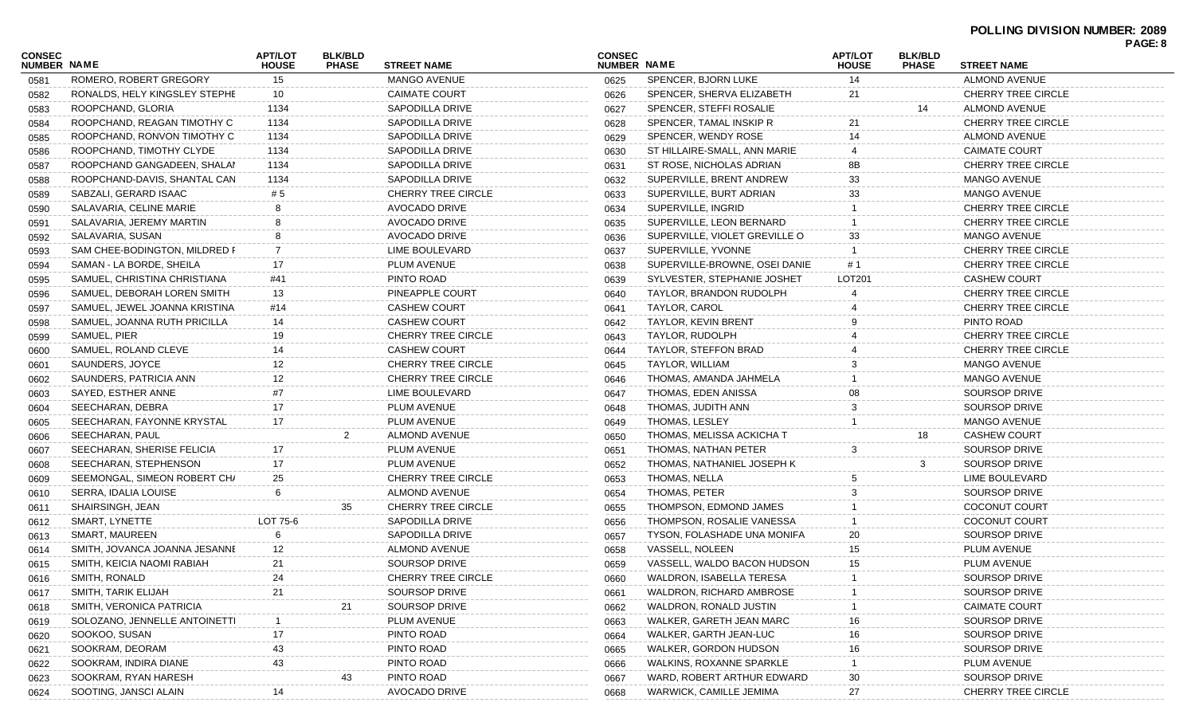**POLLING DIVISION NUMBER: 2089**

| CONSEC NUMBER | NAME | APT/LOT HOUSE | BLK/BLD PHASE | STREET NAME |
|---|---|---|---|---|
| 0581 | ROMERO, ROBERT GREGORY | 15 | | MANGO AVENUE |
| 0582 | RONALDS, HELY KINGSLEY STEPHE | 10 | | CAIMATE COURT |
| 0583 | ROOPCHAND, GLORIA | 1134 | | SAPODILLA DRIVE |
| 0584 | ROOPCHAND, REAGAN TIMOTHY C | 1134 | | SAPODILLA DRIVE |
| 0585 | ROOPCHAND, RONVON TIMOTHY C | 1134 | | SAPODILLA DRIVE |
| 0586 | ROOPCHAND, TIMOTHY CLYDE | 1134 | | SAPODILLA DRIVE |
| 0587 | ROOPCHAND GANGADEEN, SHALAI | 1134 | | SAPODILLA DRIVE |
| 0588 | ROOPCHAND-DAVIS, SHANTAL CAN | 1134 | | SAPODILLA DRIVE |
| 0589 | SABZALI, GERARD ISAAC | # 5 | | CHERRY TREE CIRCLE |
| 0590 | SALAVARIA, CELINE MARIE | 8 | | AVOCADO DRIVE |
| 0591 | SALAVARIA, JEREMY MARTIN | 8 | | AVOCADO DRIVE |
| 0592 | SALAVARIA, SUSAN | 8 | | AVOCADO DRIVE |
| 0593 | SAM CHEE-BODINGTON, MILDRED F | 7 | | LIME BOULEVARD |
| 0594 | SAMAN - LA BORDE, SHEILA | 17 | | PLUM AVENUE |
| 0595 | SAMUEL, CHRISTINA CHRISTIANA | #41 | | PINTO ROAD |
| 0596 | SAMUEL, DEBORAH LOREN SMITH | 13 | | PINEAPPLE COURT |
| 0597 | SAMUEL, JEWEL JOANNA KRISTINA | #14 | | CASHEW COURT |
| 0598 | SAMUEL, JOANNA RUTH PRICILLA | 14 | | CASHEW COURT |
| 0599 | SAMUEL, PIER | 19 | | CHERRY TREE CIRCLE |
| 0600 | SAMUEL, ROLAND CLEVE | 14 | | CASHEW COURT |
| 0601 | SAUNDERS, JOYCE | 12 | | CHERRY TREE CIRCLE |
| 0602 | SAUNDERS, PATRICIA ANN | 12 | | CHERRY TREE CIRCLE |
| 0603 | SAYED, ESTHER ANNE | #7 | | LIME BOULEVARD |
| 0604 | SEECHARAN, DEBRA | 17 | | PLUM AVENUE |
| 0605 | SEECHARAN, FAYONNE KRYSTAL | 17 | | PLUM AVENUE |
| 0606 | SEECHARAN, PAUL | | 2 | ALMOND AVENUE |
| 0607 | SEECHARAN, SHERISE FELICIA | 17 | | PLUM AVENUE |
| 0608 | SEECHARAN, STEPHENSON | 17 | | PLUM AVENUE |
| 0609 | SEEMONGAL, SIMEON ROBERT CH/ | 25 | | CHERRY TREE CIRCLE |
| 0610 | SERRA, IDALIA LOUISE | 6 | | ALMOND AVENUE |
| 0611 | SHAIRSINGH, JEAN | | 35 | CHERRY TREE CIRCLE |
| 0612 | SMART, LYNETTE | LOT 75-6 | | SAPODILLA DRIVE |
| 0613 | SMART, MAUREEN | 6 | | SAPODILLA DRIVE |
| 0614 | SMITH, JOVANCA JOANNA JESANNE | 12 | | ALMOND AVENUE |
| 0615 | SMITH, KEICIA NAOMI RABIAH | 21 | | SOURSOP DRIVE |
| 0616 | SMITH, RONALD | 24 | | CHERRY TREE CIRCLE |
| 0617 | SMITH, TARIK ELIJAH | 21 | | SOURSOP DRIVE |
| 0618 | SMITH, VERONICA PATRICIA | | 21 | SOURSOP DRIVE |
| 0619 | SOLOZANO, JENNELLE ANTOINETTI | 1 | | PLUM AVENUE |
| 0620 | SOOKOO, SUSAN | 17 | | PINTO ROAD |
| 0621 | SOOKRAM, DEORAM | 43 | | PINTO ROAD |
| 0622 | SOOKRAM, INDIRA DIANE | 43 | | PINTO ROAD |
| 0623 | SOOKRAM, RYAN HARESH | | 43 | PINTO ROAD |
| 0624 | SOOTING, JANSCI ALAIN | 14 | | AVOCADO DRIVE |
| 0625 | SPENCER, BJORN LUKE | 14 | | ALMOND AVENUE |
| 0626 | SPENCER, SHERVA ELIZABETH | 21 | | CHERRY TREE CIRCLE |
| 0627 | SPENCER, STEFFI ROSALIE | | 14 | ALMOND AVENUE |
| 0628 | SPENCER, TAMAL INSKIP R | 21 | | CHERRY TREE CIRCLE |
| 0629 | SPENCER, WENDY ROSE | 14 | | ALMOND AVENUE |
| 0630 | ST HILLAIRE-SMALL, ANN MARIE | 4 | | CAIMATE COURT |
| 0631 | ST ROSE, NICHOLAS ADRIAN | 8B | | CHERRY TREE CIRCLE |
| 0632 | SUPERVILLE, BRENT ANDREW | 33 | | MANGO AVENUE |
| 0633 | SUPERVILLE, BURT ADRIAN | 33 | | MANGO AVENUE |
| 0634 | SUPERVILLE, INGRID | 1 | | CHERRY TREE CIRCLE |
| 0635 | SUPERVILLE, LEON BERNARD | 1 | | CHERRY TREE CIRCLE |
| 0636 | SUPERVILLE, VIOLET GREVILLE O | 33 | | MANGO AVENUE |
| 0637 | SUPERVILLE, YVONNE | 1 | | CHERRY TREE CIRCLE |
| 0638 | SUPERVILLE-BROWNE, OSEI DANIE | # 1 | | CHERRY TREE CIRCLE |
| 0639 | SYLVESTER, STEPHANIE JOSHET | LOT201 | | CASHEW COURT |
| 0640 | TAYLOR, BRANDON RUDOLPH | 4 | | CHERRY TREE CIRCLE |
| 0641 | TAYLOR, CAROL | 4 | | CHERRY TREE CIRCLE |
| 0642 | TAYLOR, KEVIN BRENT | 9 | | PINTO ROAD |
| 0643 | TAYLOR, RUDOLPH | 4 | | CHERRY TREE CIRCLE |
| 0644 | TAYLOR, STEFFON BRAD | 4 | | CHERRY TREE CIRCLE |
| 0645 | TAYLOR, WILLIAM | 3 | | MANGO AVENUE |
| 0646 | THOMAS, AMANDA JAHMELA | 1 | | MANGO AVENUE |
| 0647 | THOMAS, EDEN ANISSA | 08 | | SOURSOP DRIVE |
| 0648 | THOMAS, JUDITH ANN | 3 | | SOURSOP DRIVE |
| 0649 | THOMAS, LESLEY | 1 | | MANGO AVENUE |
| 0650 | THOMAS, MELISSA ACKICHA T | | 18 | CASHEW COURT |
| 0651 | THOMAS, NATHAN PETER | 3 | | SOURSOP DRIVE |
| 0652 | THOMAS, NATHANIEL JOSEPH K | | 3 | SOURSOP DRIVE |
| 0653 | THOMAS, NELLA | 5 | | LIME BOULEVARD |
| 0654 | THOMAS, PETER | 3 | | SOURSOP DRIVE |
| 0655 | THOMPSON, EDMOND JAMES | 1 | | COCONUT COURT |
| 0656 | THOMPSON, ROSALIE VANESSA | 1 | | COCONUT COURT |
| 0657 | TYSON, FOLASHADE UNA MONIFA | 20 | | SOURSOP DRIVE |
| 0658 | VASSELL, NOLEEN | 15 | | PLUM AVENUE |
| 0659 | VASSELL, WALDO BACON HUDSON | 15 | | PLUM AVENUE |
| 0660 | WALDRON, ISABELLA TERESA | 1 | | SOURSOP DRIVE |
| 0661 | WALDRON, RICHARD AMBROSE | 1 | | SOURSOP DRIVE |
| 0662 | WALDRON, RONALD JUSTIN | 1 | | CAIMATE COURT |
| 0663 | WALKER, GARETH JEAN MARC | 16 | | SOURSOP DRIVE |
| 0664 | WALKER, GARTH JEAN-LUC | 16 | | SOURSOP DRIVE |
| 0665 | WALKER, GORDON HUDSON | 16 | | SOURSOP DRIVE |
| 0666 | WALKINS, ROXANNE SPARKLE | 1 | | PLUM AVENUE |
| 0667 | WARD, ROBERT ARTHUR EDWARD | 30 | | SOURSOP DRIVE |
| 0668 | WARWICK, CAMILLE JEMIMA | 27 | | CHERRY TREE CIRCLE |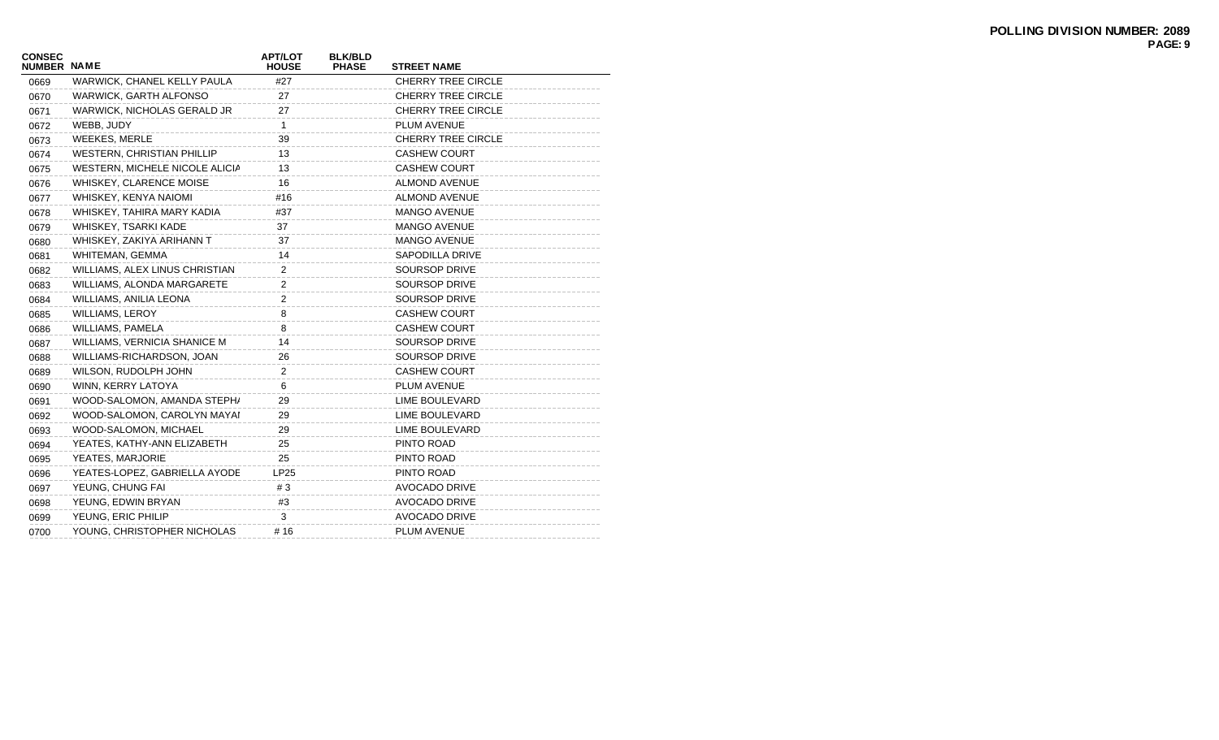# POLLING DIVISION NUMBER: 2089

| CONSEC NUMBER | NAME | APT/LOT HOUSE | BLK/BLD PHASE | STREET NAME |
|---|---|---|---|---|
| 0669 | WARWICK, CHANEL KELLY PAULA | #27 | | CHERRY TREE CIRCLE |
| 0670 | WARWICK, GARTH ALFONSO | 27 | | CHERRY TREE CIRCLE |
| 0671 | WARWICK, NICHOLAS GERALD JR | 27 | | CHERRY TREE CIRCLE |
| 0672 | WEBB, JUDY | 1 | | PLUM AVENUE |
| 0673 | WEEKES, MERLE | 39 | | CHERRY TREE CIRCLE |
| 0674 | WESTERN, CHRISTIAN PHILLIP | 13 | | CASHEW COURT |
| 0675 | WESTERN, MICHELE NICOLE ALICIA | 13 | | CASHEW COURT |
| 0676 | WHISKEY, CLARENCE MOISE | 16 | | ALMOND AVENUE |
| 0677 | WHISKEY, KENYA NAIOMI | #16 | | ALMOND AVENUE |
| 0678 | WHISKEY, TAHIRA MARY KADIA | #37 | | MANGO AVENUE |
| 0679 | WHISKEY, TSARKI KADE | 37 | | MANGO AVENUE |
| 0680 | WHISKEY, ZAKIYA ARIHANN T | 37 | | MANGO AVENUE |
| 0681 | WHITEMAN, GEMMA | 14 | | SAPODILLA DRIVE |
| 0682 | WILLIAMS, ALEX LINUS CHRISTIAN | 2 | | SOURSOP DRIVE |
| 0683 | WILLIAMS, ALONDA MARGARETE | 2 | | SOURSOP DRIVE |
| 0684 | WILLIAMS, ANILIA LEONA | 2 | | SOURSOP DRIVE |
| 0685 | WILLIAMS, LEROY | 8 | | CASHEW COURT |
| 0686 | WILLIAMS, PAMELA | 8 | | CASHEW COURT |
| 0687 | WILLIAMS, VERNICIA SHANICE M | 14 | | SOURSOP DRIVE |
| 0688 | WILLIAMS-RICHARDSON, JOAN | 26 | | SOURSOP DRIVE |
| 0689 | WILSON, RUDOLPH JOHN | 2 | | CASHEW COURT |
| 0690 | WINN, KERRY LATOYA | 6 | | PLUM AVENUE |
| 0691 | WOOD-SALOMON, AMANDA STEPHA | 29 | | LIME BOULEVARD |
| 0692 | WOOD-SALOMON, CAROLYN MAYAI | 29 | | LIME BOULEVARD |
| 0693 | WOOD-SALOMON, MICHAEL | 29 | | LIME BOULEVARD |
| 0694 | YEATES, KATHY-ANN ELIZABETH | 25 | | PINTO ROAD |
| 0695 | YEATES, MARJORIE | 25 | | PINTO ROAD |
| 0696 | YEATES-LOPEZ, GABRIELLA AYODE | LP25 | | PINTO ROAD |
| 0697 | YEUNG, CHUNG FAI | # 3 | | AVOCADO DRIVE |
| 0698 | YEUNG, EDWIN BRYAN | #3 | | AVOCADO DRIVE |
| 0699 | YEUNG, ERIC PHILIP | 3 | | AVOCADO DRIVE |
| 0700 | YOUNG, CHRISTOPHER NICHOLAS | # 16 | | PLUM AVENUE |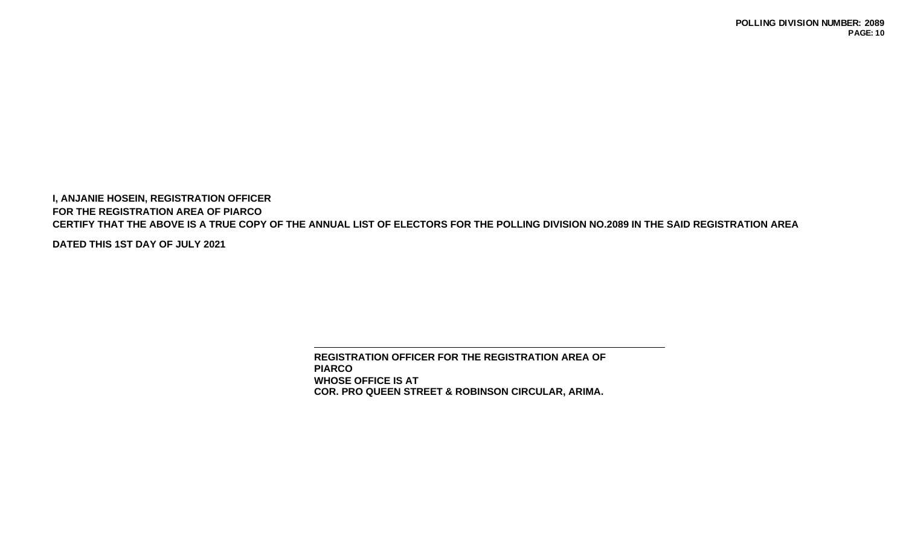POLLING DIVISION NUMBER: 2089

**I, ANJANIE HOSEIN, REGISTRATION OFFICER**
**FOR THE REGISTRATION AREA OF PIARCO**
**CERTIFY THAT THE ABOVE IS A TRUE COPY OF THE ANNUAL LIST OF ELECTORS FOR THE POLLING DIVISION NO.2089 IN THE SAID REGISTRATION AREA**

**DATED THIS 1ST DAY OF JULY 2021**

---

**REGISTRATION OFFICER FOR THE REGISTRATION AREA OF PIARCO**
**WHOSE OFFICE IS AT**
**COR. PRO QUEEN STREET & ROBINSON CIRCULAR, ARIMA.**